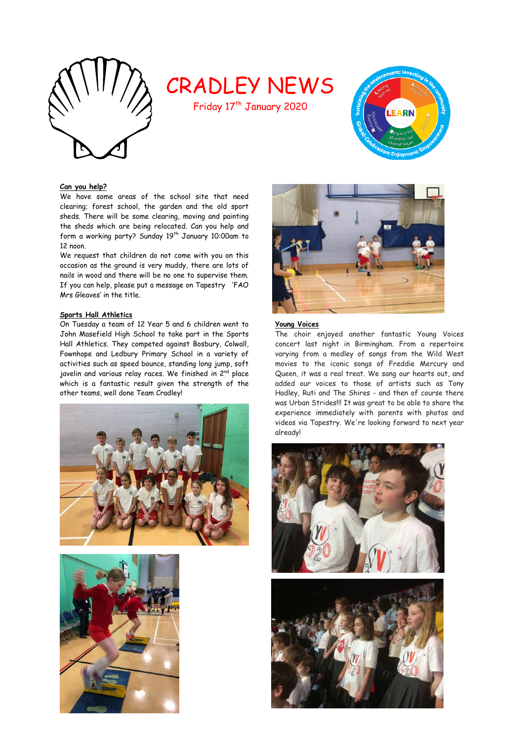# CRADLEY NEWS

Friday 17th January 2020

### Can you help?

We have some areas of the school site that need clearing; forest school, the garden and the old sport sheds. There will be some clearing, moving and painting the sheds which are being relocated. Can you help and form a working party? Sunday 19th January 10:00am to 12 noon.

We request that children do not come with you on this occasion as the ground is very muddy, there are lots of nails in wood and there will be no one to supervise them. If you can help, please put a message on Tapestry 'FAO Mrs Gleaves' in the title.

### Sports Hall Athletics

On Tuesday a team of 12 Year 5 and 6 children went to John Masefield High School to take part in the Sports Hall Athletics. They competed against Bosbury, Colwall, Fownhope and Ledbury Primary School in a variety of activities such as speed bounce, standing long jump, soft javelin and various relay races. We finished in 2nd place which is a fantastic result given the strength of the other teams, well done Team Cradley!

### Young Voices

The choir enjoyed another fantastic Young Voices concert last night in Birmingham. From a repertoire varying from a medley of songs from the Wild West movies to the iconic songs of Freddie Mercury and Queen, it was a real treat. We sang our hearts out, and added our voices to those of artists such as Tony Hadley, Ruti and The Shires - and then of course there was Urban Strides!!! It was great to be able to share the experience immediately with parents with photos and videos via Tapestry. We're looking forward to next year already!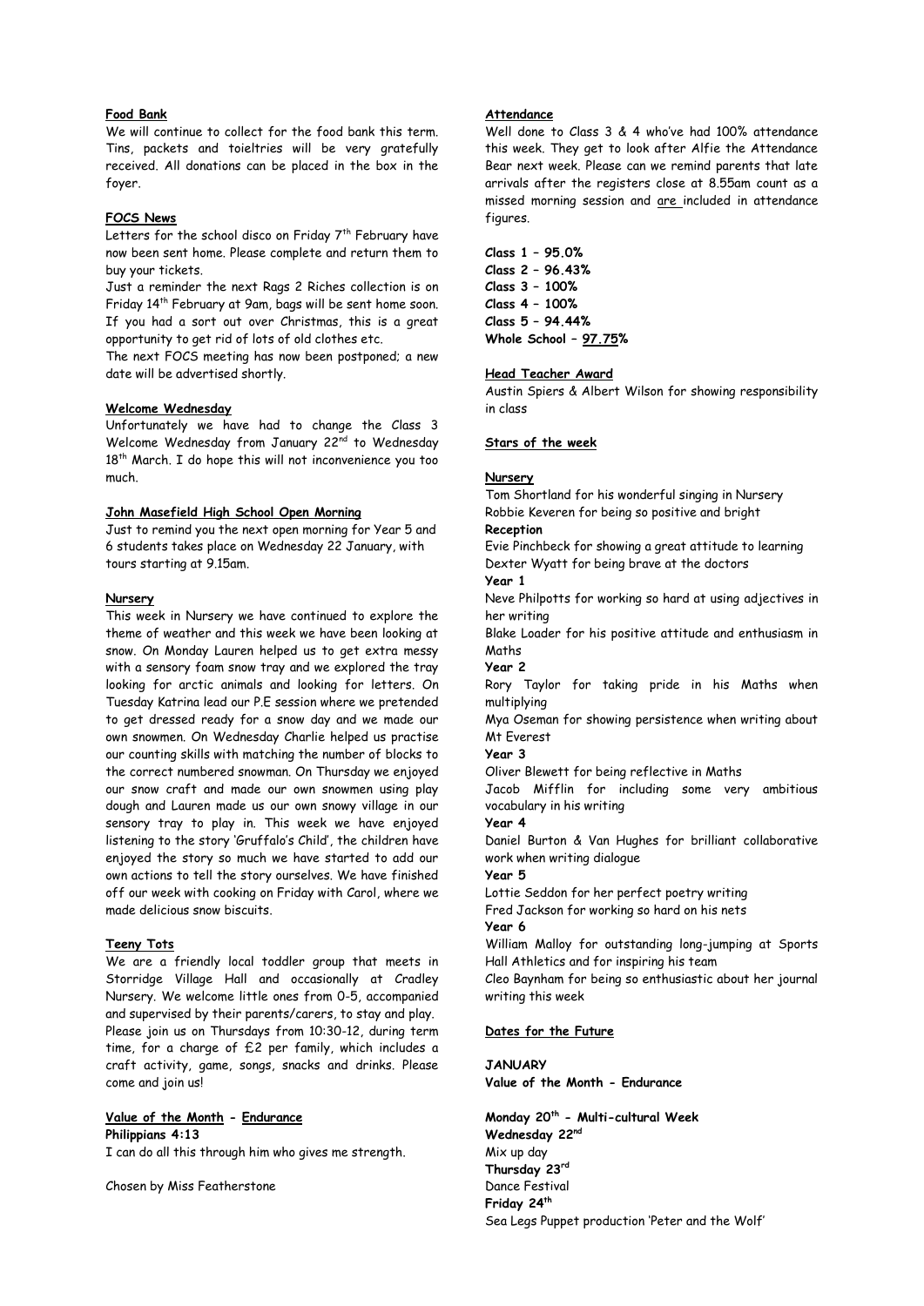**Food Bank**

We will continue to collect for the food bank this term. Tins, packets and toieltries will be very gratefully received. All donations can be placed in the box in the foyer.

**FOCS News**

Letters for the school disco on Friday 7th February have now been sent home. Please complete and return them to buy your tickets.

Just a reminder the next Rags 2 Riches collection is on Friday 14th February at 9am, bags will be sent home soon. If you had a sort out over Christmas, this is a great opportunity to get rid of lots of old clothes etc.

The next FOCS meeting has now been postponed; a new date will be advertised shortly.

**Welcome Wednesday**

Unfortunately we have had to change the Class 3 Welcome Wednesday from January 22nd to Wednesday 18th March. I do hope this will not inconvenience you too much.

**John Masefield High School Open Morning**

Just to remind you the next open morning for Year 5 and 6 students takes place on Wednesday 22 January, with tours starting at 9.15am.

**Nursery**

This week in Nursery we have continued to explore the theme of weather and this week we have been looking at snow. On Monday Lauren helped us to get extra messy with a sensory foam snow tray and we explored the tray looking for arctic animals and looking for letters. On Tuesday Katrina lead our P.E session where we pretended to get dressed ready for a snow day and we made our own snowmen. On Wednesday Charlie helped us practise our counting skills with matching the number of blocks to the correct numbered snowman. On Thursday we enjoyed our snow craft and made our own snowmen using play dough and Lauren made us our own snowy village in our sensory tray to play in. This week we have enjoyed listening to the story 'Gruffalo's Child', the children have enjoyed the story so much we have started to add our own actions to tell the story ourselves. We have finished off our week with cooking on Friday with Carol, where we made delicious snow biscuits.

**Teeny Tots**

We are a friendly local toddler group that meets in Storridge Village Hall and occasionally at Cradley Nursery. We welcome little ones from 0-5, accompanied and supervised by their parents/carers, to stay and play. Please join us on Thursdays from 10:30-12, during term time, for a charge of £2 per family, which includes a craft activity, game, songs, snacks and drinks. Please come and join us!

**Value of the Month - Endurance**

**Philippians 4:13**

I can do all this through him who gives me strength.

Chosen by Miss Featherstone

**Attendance**

Well done to Class 3 & 4 who've had 100% attendance this week. They get to look after Alfie the Attendance Bear next week. Please can we remind parents that late arrivals after the registers close at 8.55am count as a missed morning session and are included in attendance figures.

**Class 1 – 95.0%**
**Class 2 – 96.43%**
**Class 3 – 100%**
**Class 4 – 100%**
**Class 5 – 94.44%**
**Whole School – 97.75%**

**Head Teacher Award**

Austin Spiers & Albert Wilson for showing responsibility in class

**Stars of the week**

**Nursery**

Tom Shortland for his wonderful singing in Nursery
Robbie Keveren for being so positive and bright

**Reception**

Evie Pinchbeck for showing a great attitude to learning
Dexter Wyatt for being brave at the doctors

**Year 1**

Neve Philpotts for working so hard at using adjectives in her writing
Blake Loader for his positive attitude and enthusiasm in Maths

**Year 2**

Rory Taylor for taking pride in his Maths when multiplying
Mya Oseman for showing persistence when writing about Mt Everest

**Year 3**

Oliver Blewett for being reflective in Maths
Jacob Mifflin for including some very ambitious vocabulary in his writing

**Year 4**

Daniel Burton & Van Hughes for brilliant collaborative work when writing dialogue

**Year 5**

Lottie Seddon for her perfect poetry writing
Fred Jackson for working so hard on his nets

**Year 6**

William Malloy for outstanding long-jumping at Sports Hall Athletics and for inspiring his team
Cleo Baynham for being so enthusiastic about her journal writing this week

**Dates for the Future**

**JANUARY**
**Value of the Month - Endurance**

**Monday 20th - Multi-cultural Week**
**Wednesday 22nd**
Mix up day
**Thursday 23rd**
Dance Festival
**Friday 24th**
Sea Legs Puppet production 'Peter and the Wolf'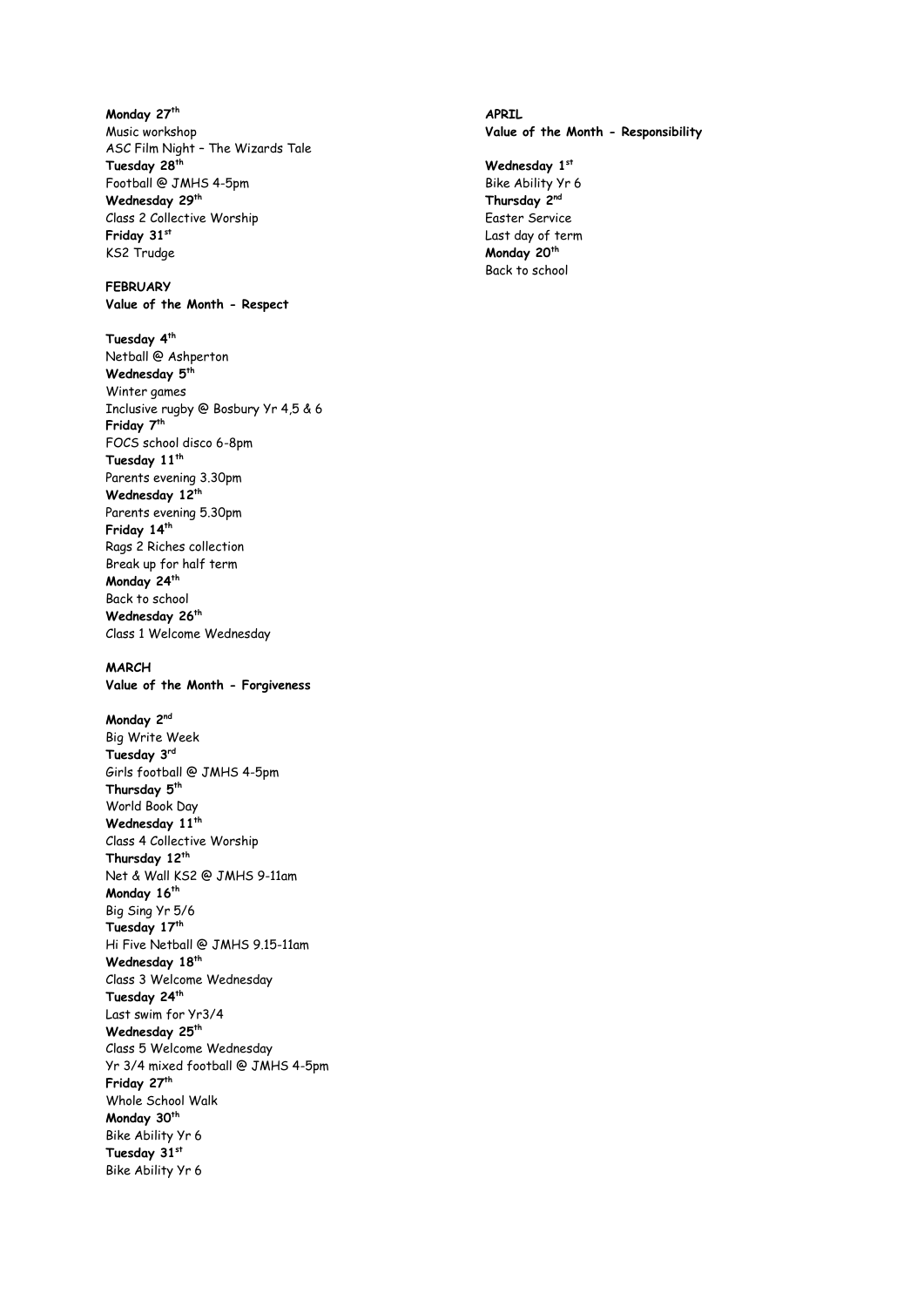**Monday 27th**
Music workshop
ASC Film Night – The Wizards Tale
**Tuesday 28th**
Football @ JMHS 4-5pm
**Wednesday 29th**
Class 2 Collective Worship
**Friday 31st**
KS2 Trudge

**FEBRUARY**
**Value of the Month - Respect**

**Tuesday 4th**
Netball @ Ashperton
**Wednesday 5th**
Winter games
Inclusive rugby @ Bosbury Yr 4,5 & 6
**Friday 7th**
FOCS school disco 6-8pm
**Tuesday 11th**
Parents evening 3.30pm
**Wednesday 12th**
Parents evening 5.30pm
**Friday 14th**
Rags 2 Riches collection
Break up for half term
**Monday 24th**
Back to school
**Wednesday 26th**
Class 1 Welcome Wednesday

**MARCH**
**Value of the Month - Forgiveness**

**Monday 2nd**
Big Write Week
**Tuesday 3rd**
Girls football @ JMHS 4-5pm
**Thursday 5th**
World Book Day
**Wednesday 11th**
Class 4 Collective Worship
**Thursday 12th**
Net & Wall KS2 @ JMHS 9-11am
**Monday 16th**
Big Sing Yr 5/6
**Tuesday 17th**
Hi Five Netball @ JMHS 9.15-11am
**Wednesday 18th**
Class 3 Welcome Wednesday
**Tuesday 24th**
Last swim for Yr3/4
**Wednesday 25th**
Class 5 Welcome Wednesday
Yr 3/4 mixed football @ JMHS 4-5pm
**Friday 27th**
Whole School Walk
**Monday 30th**
Bike Ability Yr 6
**Tuesday 31st**
Bike Ability Yr 6

**APRIL**
**Value of the Month - Responsibility**

**Wednesday 1st**
Bike Ability Yr 6
**Thursday 2nd**
Easter Service
Last day of term
**Monday 20th**
Back to school